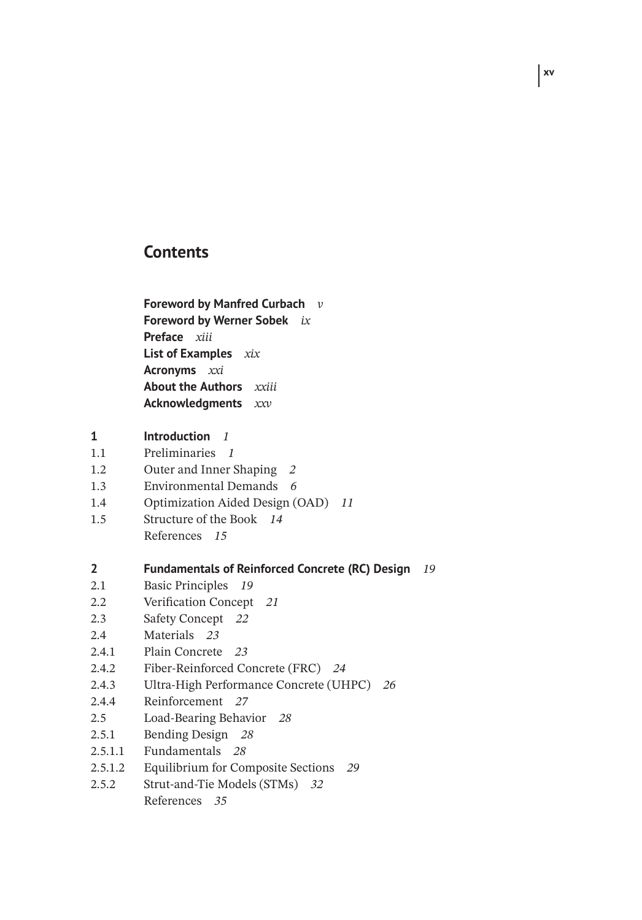# Contents

**Foreword by Manfred Curbach** *v*
**Foreword by Werner Sobek** *ix*
**Preface** *xiii*
**List of Examples** *xix*
**Acronyms** *xxi*
**About the Authors** *xxiii*
**Acknowledgments** *xxv*

**1 Introduction** *1*
1.1 Preliminaries *1*
1.2 Outer and Inner Shaping *2*
1.3 Environmental Demands *6*
1.4 Optimization Aided Design (OAD) *11*
1.5 Structure of the Book *14*
References *15*

**2 Fundamentals of Reinforced Concrete (RC) Design** *19*
2.1 Basic Principles *19*
2.2 Verification Concept *21*
2.3 Safety Concept *22*
2.4 Materials *23*
2.4.1 Plain Concrete *23*
2.4.2 Fiber-Reinforced Concrete (FRC) *24*
2.4.3 Ultra-High Performance Concrete (UHPC) *26*
2.4.4 Reinforcement *27*
2.5 Load-Bearing Behavior *28*
2.5.1 Bending Design *28*
2.5.1.1 Fundamentals *28*
2.5.1.2 Equilibrium for Composite Sections *29*
2.5.2 Strut-and-Tie Models (STMs) *32*
References *35*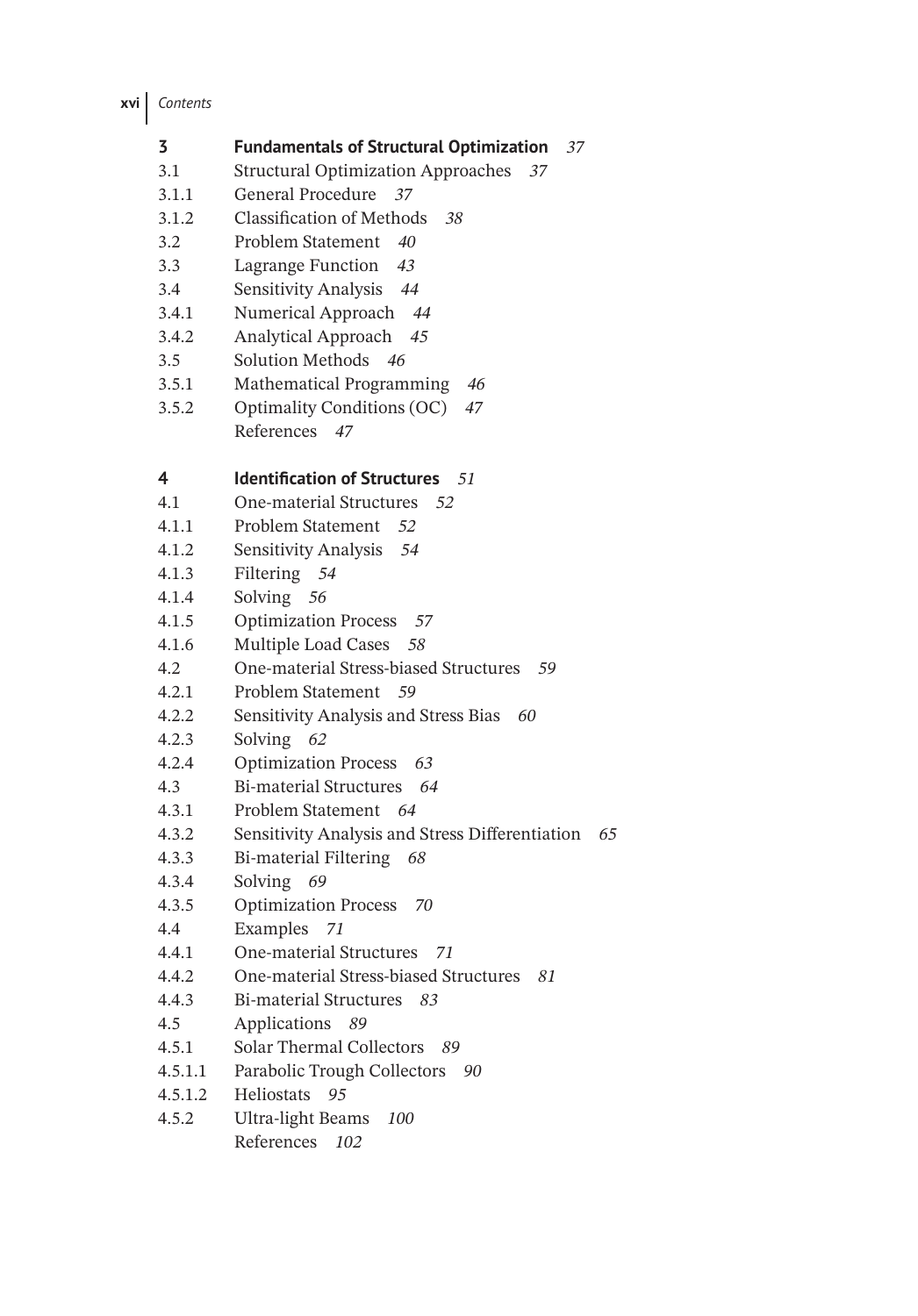**3 Fundamentals of Structural Optimization** *37*

3.1 Structural Optimization Approaches *37*
3.1.1 General Procedure *37*
3.1.2 Classification of Methods *38*
3.2 Problem Statement *40*
3.3 Lagrange Function *43*
3.4 Sensitivity Analysis *44*
3.4.1 Numerical Approach *44*
3.4.2 Analytical Approach *45*
3.5 Solution Methods *46*
3.5.1 Mathematical Programming *46*
3.5.2 Optimality Conditions (OC) *47*
References *47*

**4 Identification of Structures** *51*

4.1 One-material Structures *52*
4.1.1 Problem Statement *52*
4.1.2 Sensitivity Analysis *54*
4.1.3 Filtering *54*
4.1.4 Solving *56*
4.1.5 Optimization Process *57*
4.1.6 Multiple Load Cases *58*
4.2 One-material Stress-biased Structures *59*
4.2.1 Problem Statement *59*
4.2.2 Sensitivity Analysis and Stress Bias *60*
4.2.3 Solving *62*
4.2.4 Optimization Process *63*
4.3 Bi-material Structures *64*
4.3.1 Problem Statement *64*
4.3.2 Sensitivity Analysis and Stress Differentiation *65*
4.3.3 Bi-material Filtering *68*
4.3.4 Solving *69*
4.3.5 Optimization Process *70*
4.4 Examples *71*
4.4.1 One-material Structures *71*
4.4.2 One-material Stress-biased Structures *81*
4.4.3 Bi-material Structures *83*
4.5 Applications *89*
4.5.1 Solar Thermal Collectors *89*
4.5.1.1 Parabolic Trough Collectors *90*
4.5.1.2 Heliostats *95*
4.5.2 Ultra-light Beams *100*
References *102*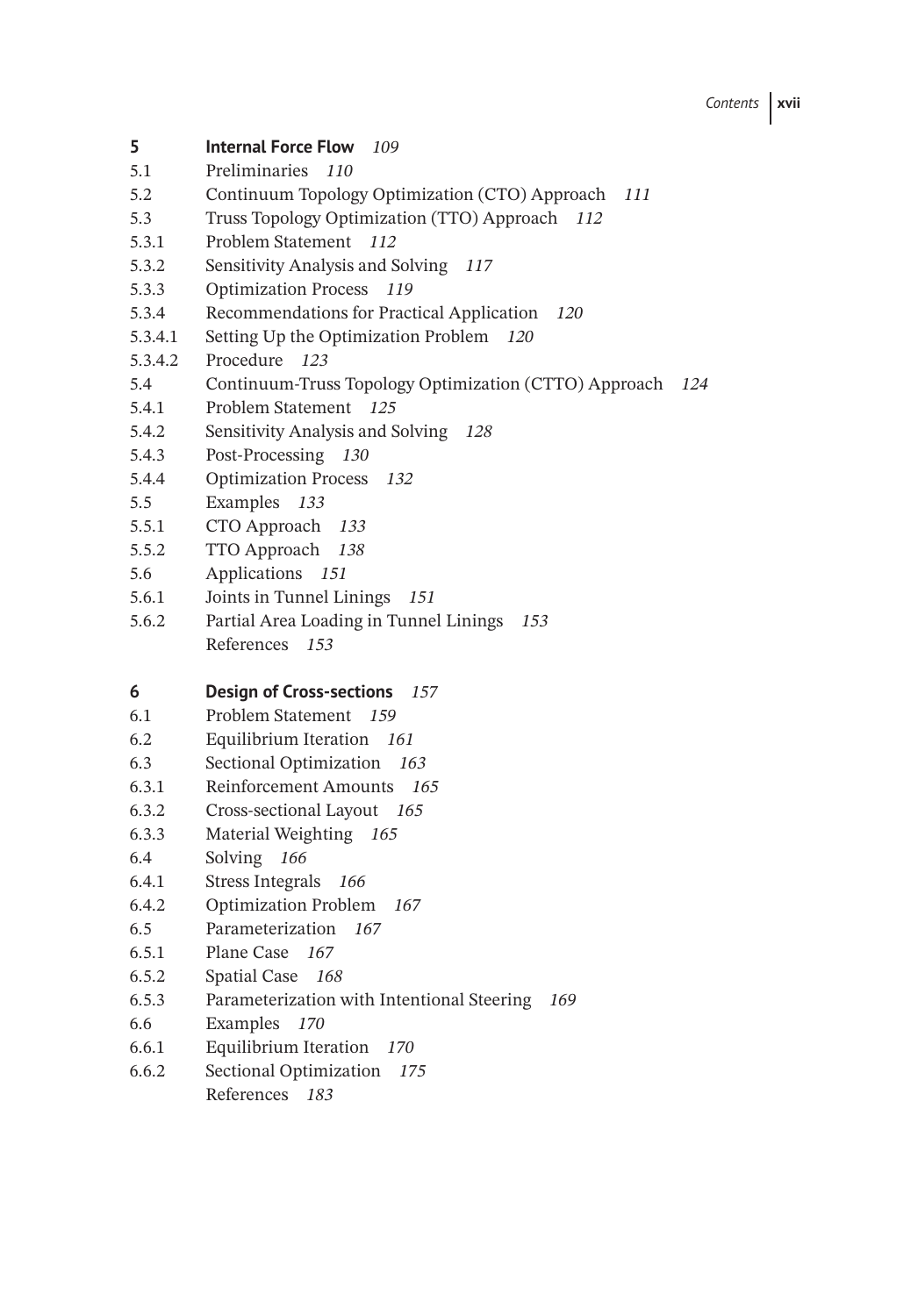**5 Internal Force Flow** *109*

5.1 Preliminaries *110*
5.2 Continuum Topology Optimization (CTO) Approach *111*
5.3 Truss Topology Optimization (TTO) Approach *112*
5.3.1 Problem Statement *112*
5.3.2 Sensitivity Analysis and Solving *117*
5.3.3 Optimization Process *119*
5.3.4 Recommendations for Practical Application *120*
5.3.4.1 Setting Up the Optimization Problem *120*
5.3.4.2 Procedure *123*
5.4 Continuum-Truss Topology Optimization (CTTO) Approach *124*
5.4.1 Problem Statement *125*
5.4.2 Sensitivity Analysis and Solving *128*
5.4.3 Post-Processing *130*
5.4.4 Optimization Process *132*
5.5 Examples *133*
5.5.1 CTO Approach *133*
5.5.2 TTO Approach *138*
5.6 Applications *151*
5.6.1 Joints in Tunnel Linings *151*
5.6.2 Partial Area Loading in Tunnel Linings *153*
References *153*

**6 Design of Cross-sections** *157*

6.1 Problem Statement *159*
6.2 Equilibrium Iteration *161*
6.3 Sectional Optimization *163*
6.3.1 Reinforcement Amounts *165*
6.3.2 Cross-sectional Layout *165*
6.3.3 Material Weighting *165*
6.4 Solving *166*
6.4.1 Stress Integrals *166*
6.4.2 Optimization Problem *167*
6.5 Parameterization *167*
6.5.1 Plane Case *167*
6.5.2 Spatial Case *168*
6.5.3 Parameterization with Intentional Steering *169*
6.6 Examples *170*
6.6.1 Equilibrium Iteration *170*
6.6.2 Sectional Optimization *175*
References *183*